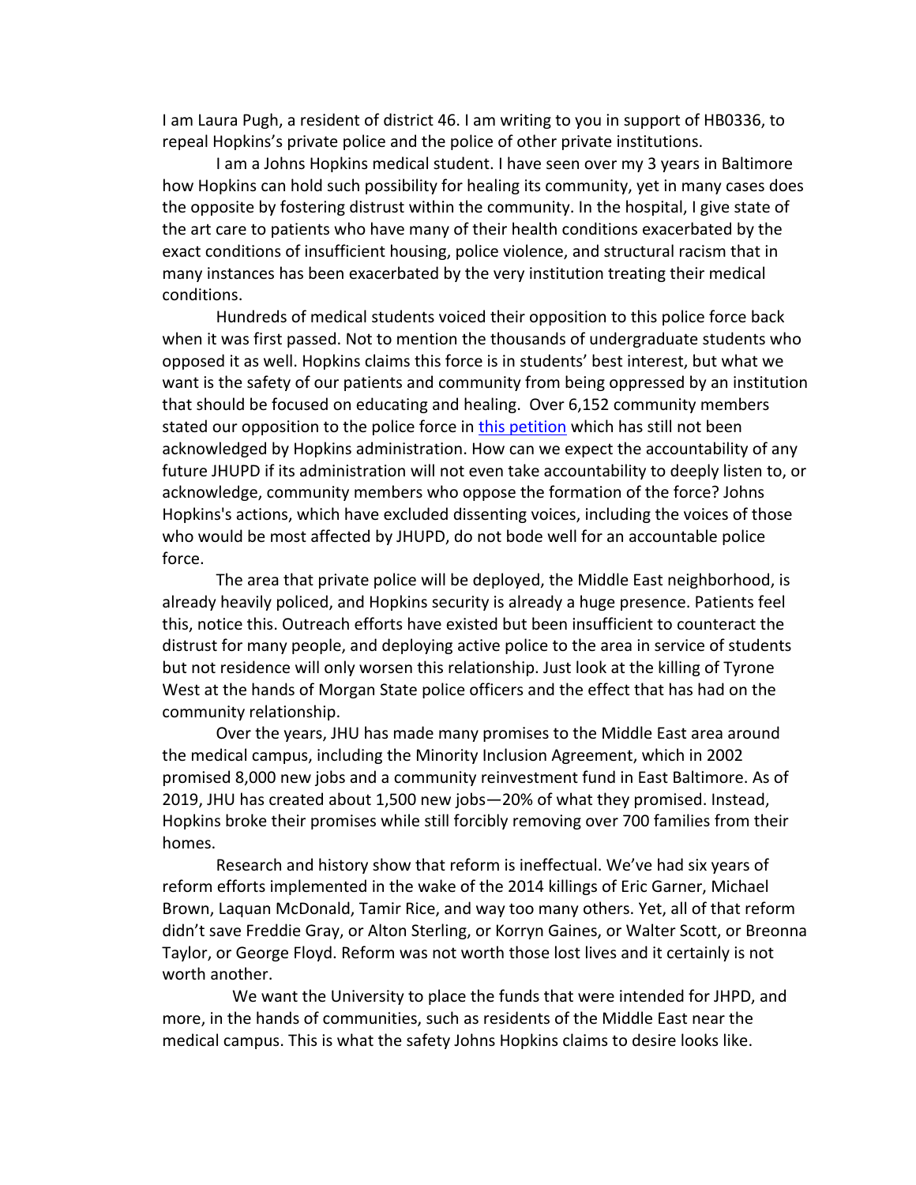I am Laura Pugh, a resident of district 46. I am writing to you in support of HB0336, to repeal Hopkins's private police and the police of other private institutions.

I am a Johns Hopkins medical student. I have seen over my 3 years in Baltimore how Hopkins can hold such possibility for healing its community, yet in many cases does the opposite by fostering distrust within the community. In the hospital, I give state of the art care to patients who have many of their health conditions exacerbated by the exact conditions of insufficient housing, police violence, and structural racism that in many instances has been exacerbated by the very institution treating their medical conditions.

Hundreds of medical students voiced their opposition to this police force back when it was first passed. Not to mention the thousands of undergraduate students who opposed it as well. Hopkins claims this force is in students' best interest, but what we want is the safety of our patients and community from being oppressed by an institution that should be focused on educating and healing. Over 6,152 community members stated our opposition to the police force in this petition which has still not been acknowledged by Hopkins administration. How can we expect the accountability of any future JHUPD if its administration will not even take accountability to deeply listen to, or acknowledge, community members who oppose the formation of the force? Johns Hopkins's actions, which have excluded dissenting voices, including the voices of those who would be most affected by JHUPD, do not bode well for an accountable police force.

The area that private police will be deployed, the Middle East neighborhood, is already heavily policed, and Hopkins security is already a huge presence. Patients feel this, notice this. Outreach efforts have existed but been insufficient to counteract the distrust for many people, and deploying active police to the area in service of students but not residence will only worsen this relationship. Just look at the killing of Tyrone West at the hands of Morgan State police officers and the effect that has had on the community relationship.

Over the years, JHU has made many promises to the Middle East area around the medical campus, including the Minority Inclusion Agreement, which in 2002 promised 8,000 new jobs and a community reinvestment fund in East Baltimore. As of 2019, JHU has created about 1,500 new jobs—20% of what they promised. Instead, Hopkins broke their promises while still forcibly removing over 700 families from their homes.

Research and history show that reform is ineffectual. We've had six years of reform efforts implemented in the wake of the 2014 killings of Eric Garner, Michael Brown, Laquan McDonald, Tamir Rice, and way too many others. Yet, all of that reform didn't save Freddie Gray, or Alton Sterling, or Korryn Gaines, or Walter Scott, or Breonna Taylor, or George Floyd. Reform was not worth those lost lives and it certainly is not worth another.

We want the University to place the funds that were intended for JHPD, and more, in the hands of communities, such as residents of the Middle East near the medical campus. This is what the safety Johns Hopkins claims to desire looks like.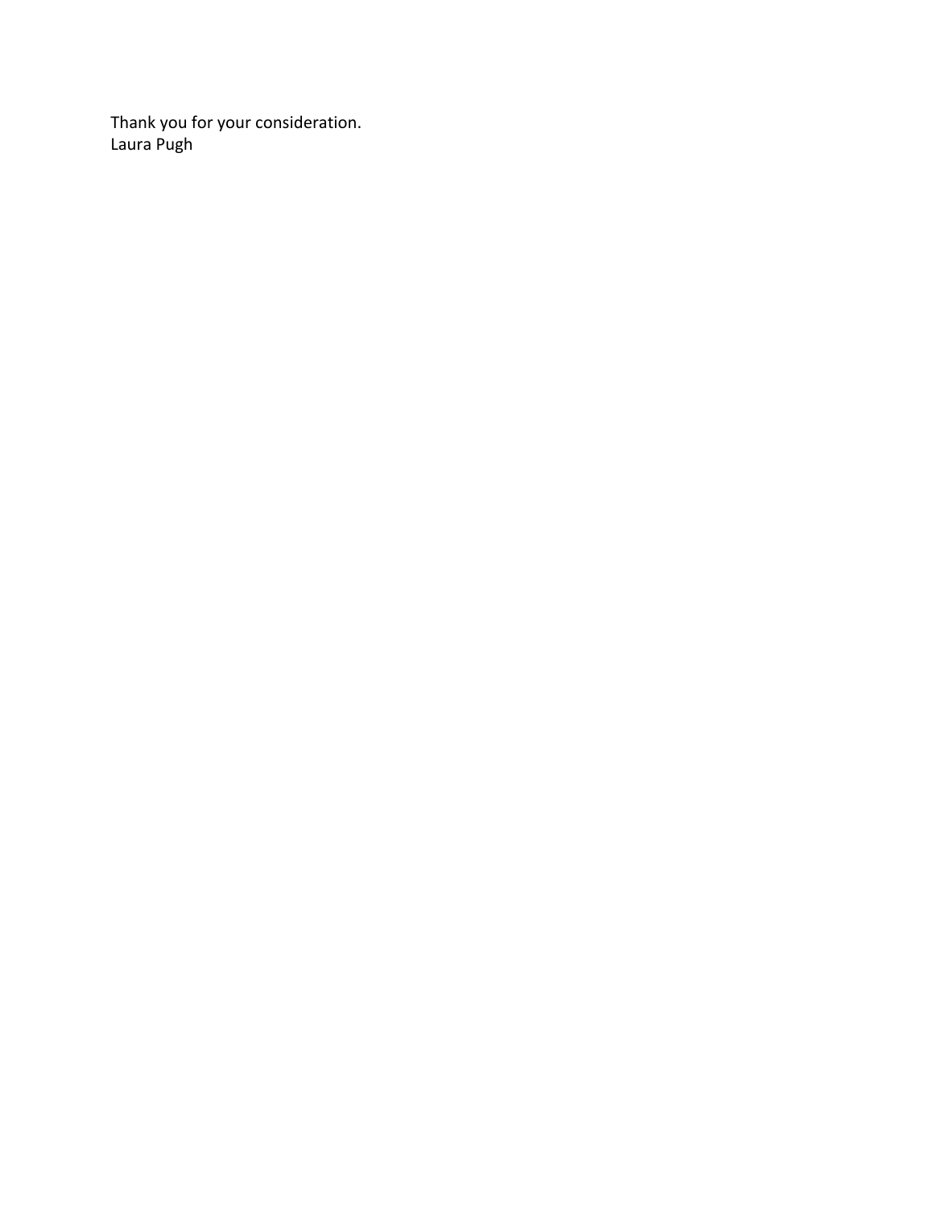Thank you for your consideration.
Laura Pugh